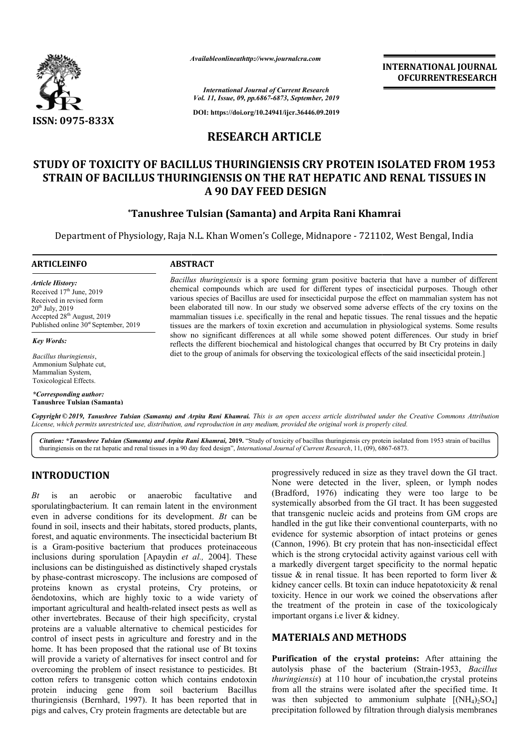ISSN: 0975-833X

Availableonlineathttp://www.journalcra.com

*International Journal of Current Research*
*Vol. 11, Issue, 09, pp.6867-6873, September, 2019*

DOI: https://doi.org/10.24941/ijcr.36446.09.2019

**INTERNATIONAL JOURNAL OFCURRENTRESEARCH**

# RESEARCH ARTICLE

# STUDY OF TOXICITY OF BACILLUS THURINGIENSIS CRY PROTEIN ISOLATED FROM 1953 STRAIN OF BACILLUS THURINGIENSIS ON THE RAT HEPATIC AND RENAL TISSUES IN A 90 DAY FEED DESIGN

**\*Tanushree Tulsian (Samanta) and Arpita Rani Khamrai**

Department of Physiology, Raja N.L. Khan Women's College, Midnapore - 721102, West Bengal, India

**ARTICLEINFO**

*Article History:*
Received 17th June, 2019
Received in revised form 20th July, 2019
Accepted 28th August, 2019
Published online 30st September, 2019

*Key Words:*

*Bacillus thuringiensis*, Ammonium Sulphate cut, Mammalian System, Toxicological Effects.

*\*Corresponding author:* **Tanushree Tulsian (Samanta)**

**ABSTRACT**

*Bacillus thuringiensis* is a spore forming gram positive bacteria that have a number of different chemical compounds which are used for different types of insecticidal purposes. Though other various species of Bacillus are used for insecticidal purpose the effect on mammalian system has not been elaborated till now. In our study we observed some adverse effects of the cry toxins on the mammalian tissues i.e. specifically in the renal and hepatic tissues. The renal tissues and the hepatic tissues are the markers of toxin excretion and accumulation in physiological systems. Some results show no significant differences at all while some showed potent differences. Our study in brief reflects the different biochemical and histological changes that occurred by Bt Cry proteins in daily diet to the group of animals for observing the toxicological effects of the said insecticidal protein.]

*Copyright © 2019, Tanushree Tulsian (Samanta) and Arpita Rani Khamrai. This is an open access article distributed under the Creative Commons Attribution License, which permits unrestricted use, distribution, and reproduction in any medium, provided the original work is properly cited.*

*Citation: \*Tanushree Tulsian (Samanta) and Arpita Rani Khamrai,* **2019.** "Study of toxicity of bacillus thuringiensis cry protein isolated from 1953 strain of bacillus thuringiensis on the rat hepatic and renal tissues in a 90 day feed design", *International Journal of Current Research*, 11, (09), 6867-6873.

## INTRODUCTION

*Bt* is an aerobic or anaerobic facultative and sporulatingbacterium. It can remain latent in the environment even in adverse conditions for its development. *Bt* can be found in soil, insects and their habitats, stored products, plants, forest, and aquatic environments. The insecticidal bacterium Bt is a Gram-positive bacterium that produces proteinaceous inclusions during sporulation [Apaydin *et al.,* 2004]. These inclusions can be distinguished as distinctively shaped crystals by phase-contrast microscopy. The inclusions are composed of proteins known as crystal proteins, Cry proteins, or δendotoxins, which are highly toxic to a wide variety of important agricultural and health-related insect pests as well as other invertebrates. Because of their high specificity, crystal proteins are a valuable alternative to chemical pesticides for control of insect pests in agriculture and forestry and in the home. It has been proposed that the rational use of Bt toxins will provide a variety of alternatives for insect control and for overcoming the problem of insect resistance to pesticides. Bt cotton refers to transgenic cotton which contains endotoxin protein inducing gene from soil bacterium Bacillus thuringiensis (Bernhard, 1997). It has been reported that in pigs and calves, Cry protein fragments are detectable but are progressively reduced in size as they travel down the GI tract. None were detected in the liver, spleen, or lymph nodes (Bradford, 1976) indicating they were too large to be systemically absorbed from the GI tract. It has been suggested that transgenic nucleic acids and proteins from GM crops are handled in the gut like their conventional counterparts, with no evidence for systemic absorption of intact proteins or genes (Cannon, 1996). Bt cry protein that has non-insecticidal effect which is the strong crytocidal activity against various cell with a markedly divergent target specificity to the normal hepatic tissue & in renal tissue. It has been reported to form liver & kidney cancer cells. Bt toxin can induce hepatotoxicity & renal toxicity. Hence in our work we coined the observations after the treatment of the protein in case of the toxicologicaly important organs i.e liver & kidney.

## MATERIALS AND METHODS

**Purification of the crystal proteins:** After attaining the autolysis phase of the bacterium (Strain-1953, *Bacillus thuringiensis*) at 110 hour of incubation,the crystal proteins from all the strains were isolated after the specified time. It was then subjected to ammonium sulphate $[(NH_4)_2SO_4]$ precipitation followed by filtration through dialysis membranes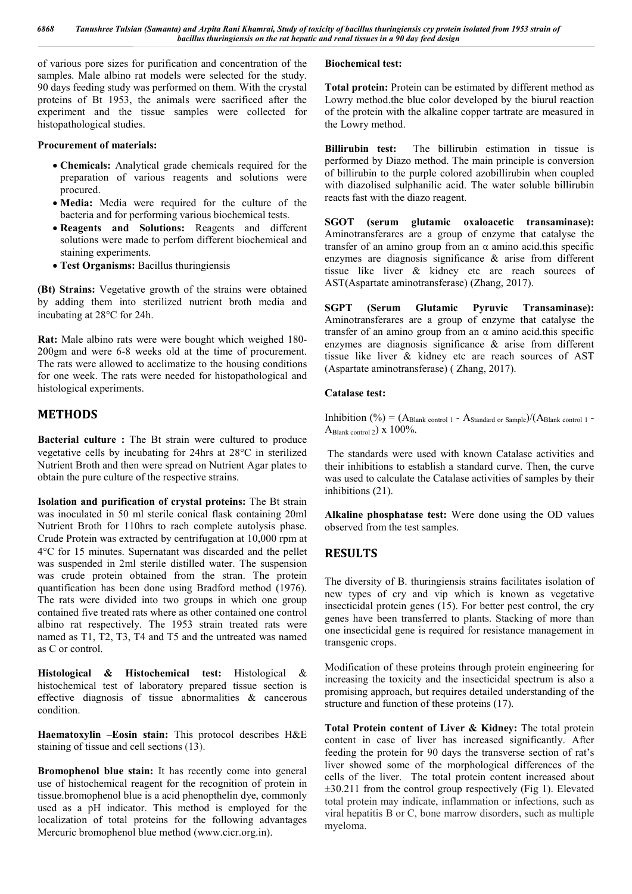of various pore sizes for purification and concentration of the samples. Male albino rat models were selected for the study. 90 days feeding study was performed on them. With the crystal proteins of Bt 1953, the animals were sacrificed after the experiment and the tissue samples were collected for histopathological studies.

**Procurement of materials:**

- **Chemicals:** Analytical grade chemicals required for the preparation of various reagents and solutions were procured.
- **Media:** Media were required for the culture of the bacteria and for performing various biochemical tests.
- **Reagents and Solutions:** Reagents and different solutions were made to perfom different biochemical and staining experiments.
- **Test Organisms:** Bacillus thuringiensis

**(Bt) Strains:** Vegetative growth of the strains were obtained by adding them into sterilized nutrient broth media and incubating at 28°C for 24h.

**Rat:** Male albino rats were were bought which weighed 180-200gm and were 6-8 weeks old at the time of procurement. The rats were allowed to acclimatize to the housing conditions for one week. The rats were needed for histopathological and histological experiments.

## METHODS

**Bacterial culture :** The Bt strain were cultured to produce vegetative cells by incubating for 24hrs at 28°C in sterilized Nutrient Broth and then were spread on Nutrient Agar plates to obtain the pure culture of the respective strains.

**Isolation and purification of crystal proteins:** The Bt strain was inoculated in 50 ml sterile conical flask containing 20ml Nutrient Broth for 110hrs to rach complete autolysis phase. Crude Protein was extracted by centrifugation at 10,000 rpm at 4°C for 15 minutes. Supernatant was discarded and the pellet was suspended in 2ml sterile distilled water. The suspension was crude protein obtained from the stran. The protein quantification has been done using Bradford method (1976). The rats were divided into two groups in which one group contained five treated rats where as other contained one control albino rat respectively. The 1953 strain treated rats were named as T1, T2, T3, T4 and T5 and the untreated was named as C or control.

**Histological & Histochemical test:** Histological & histochemical test of laboratory prepared tissue section is effective diagnosis of tissue abnormalities & cancerous condition.

**Haematoxylin –Eosin stain:** This protocol describes H&E staining of tissue and cell sections (13).

**Bromophenol blue stain:** It has recently come into general use of histochemical reagent for the recognition of protein in tissue.bromophenol blue is a acid phenopthelin dye, commonly used as a pH indicator. This method is employed for the localization of total proteins for the following advantages Mercuric bromophenol blue method (www.cicr.org.in).

**Biochemical test:**

**Total protein:** Protein can be estimated by different method as Lowry method.the blue color developed by the biurul reaction of the protein with the alkaline copper tartrate are measured in the Lowry method.

**Billirubin test:** The billirubin estimation in tissue is performed by Diazo method. The main principle is conversion of billirubin to the purple colored azobillirubin when coupled with diazolised sulphanilic acid. The water soluble billirubin reacts fast with the diazo reagent.

**SGOT (serum glutamic oxaloacetic transaminase):** Aminotransferares are a group of enzyme that catalyse the transfer of an amino group from an α amino acid.this specific enzymes are diagnosis significance & arise from different tissue like liver & kidney etc are reach sources of AST(Aspartate aminotransferase) (Zhang, 2017).

**SGPT (Serum Glutamic Pyruvic Transaminase):** Aminotransferares are a group of enzyme that catalyse the transfer of an amino group from an α amino acid.this specific enzymes are diagnosis significance & arise from different tissue like liver & kidney etc are reach sources of AST (Aspartate aminotransferase) ( Zhang, 2017).

**Catalase test:**

Inhibition (%) = $(A_{\text{Blank control 1}} - A_{\text{Standard or Sample}})/(A_{\text{Blank control 1}} - A_{\text{Blank control 2}})$ x 100%.

The standards were used with known Catalase activities and their inhibitions to establish a standard curve. Then, the curve was used to calculate the Catalase activities of samples by their inhibitions (21).

**Alkaline phosphatase test:** Were done using the OD values observed from the test samples.

## RESULTS

The diversity of B. thuringiensis strains facilitates isolation of new types of cry and vip which is known as vegetative insecticidal protein genes (15). For better pest control, the cry genes have been transferred to plants. Stacking of more than one insecticidal gene is required for resistance management in transgenic crops.

Modification of these proteins through protein engineering for increasing the toxicity and the insecticidal spectrum is also a promising approach, but requires detailed understanding of the structure and function of these proteins (17).

**Total Protein content of Liver & Kidney:** The total protein content in case of liver has increased significantly. After feeding the protein for 90 days the transverse section of rat's liver showed some of the morphological differences of the cells of the liver. The total protein content increased about ±30.211 from the control group respectively (Fig 1). Elevated total protein may indicate, inflammation or infections, such as viral hepatitis B or C, bone marrow disorders, such as multiple myeloma.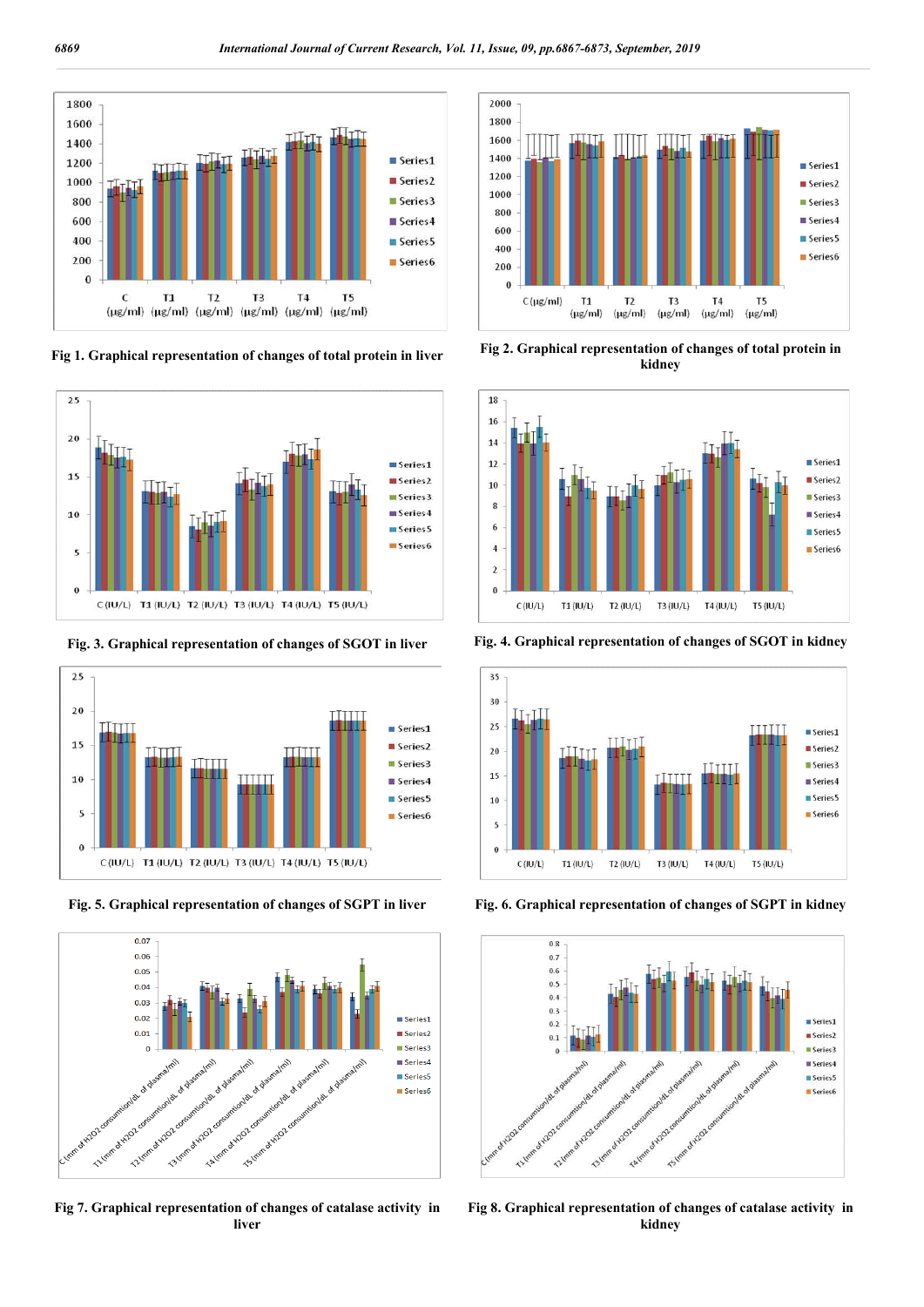Fig 1. Graphical representation of changes of total protein in liver

Fig 2. Graphical representation of changes of total protein in kidney

Fig. 3. Graphical representation of changes of SGOT in liver

Fig. 4. Graphical representation of changes of SGOT in kidney

Fig. 5. Graphical representation of changes of SGPT in liver

Fig. 6. Graphical representation of changes of SGPT in kidney

Fig 7. Graphical representation of changes of catalase activity in liver

Fig 8. Graphical representation of changes of catalase activity in kidney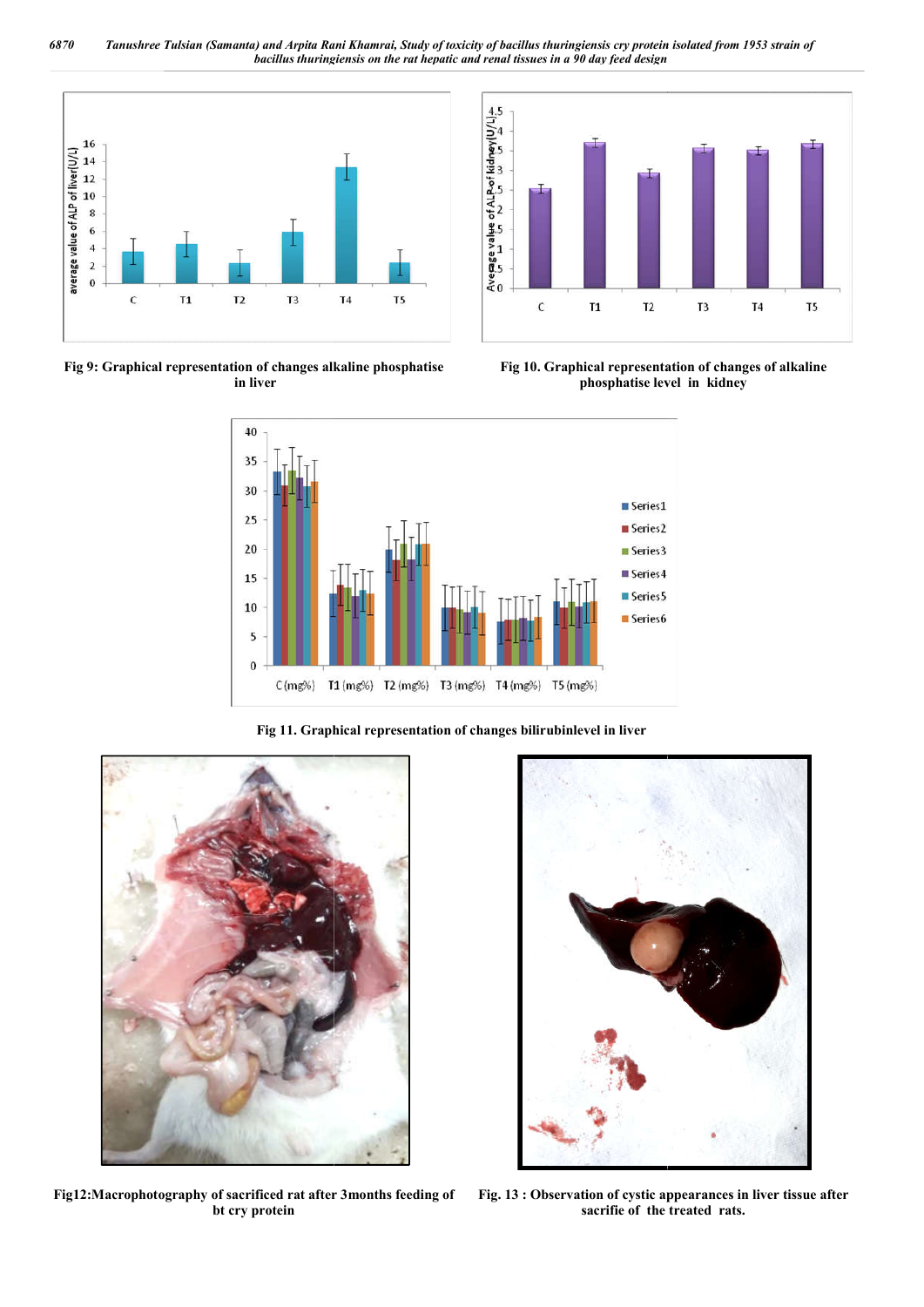Fig 9: Graphical representation of changes alkaline phosphatise in liver

Fig 10. Graphical representation of changes of alkaline phosphatise level in kidney

Fig 11. Graphical representation of changes bilirubinlevel in liver

Fig12:Macrophotography of sacrificed rat after 3months feeding of bt cry protein

Fig. 13 : Observation of cystic appearances in liver tissue after sacrifie of the treated rats.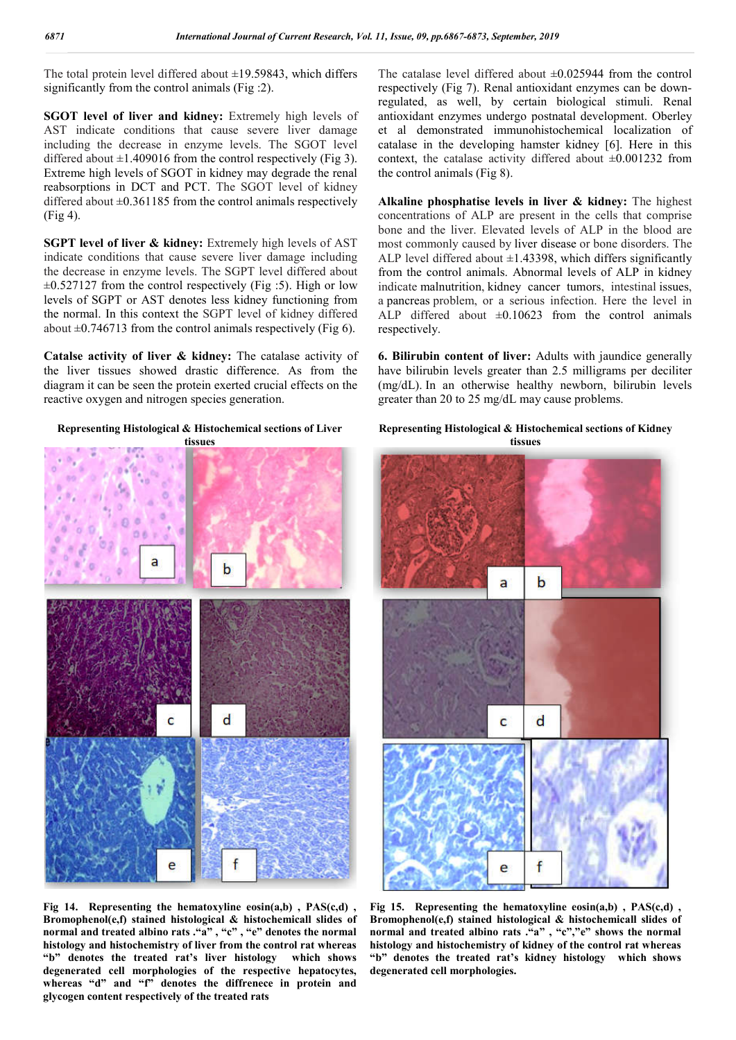The total protein level differed about ±19.59843, which differs significantly from the control animals (Fig :2).

**SGOT level of liver and kidney:** Extremely high levels of AST indicate conditions that cause severe liver damage including the decrease in enzyme levels. The SGOT level differed about ±1.409016 from the control respectively (Fig 3). Extreme high levels of SGOT in kidney may degrade the renal reabsorptions in DCT and PCT. The SGOT level of kidney differed about ±0.361185 from the control animals respectively (Fig 4).

**SGPT level of liver & kidney:** Extremely high levels of AST indicate conditions that cause severe liver damage including the decrease in enzyme levels. The SGPT level differed about ±0.527127 from the control respectively (Fig :5). High or low levels of SGPT or AST denotes less kidney functioning from the normal. In this context the SGPT level of kidney differed about ±0.746713 from the control animals respectively (Fig 6).

**Catalse activity of liver & kidney:** The catalase activity of the liver tissues showed drastic difference. As from the diagram it can be seen the protein exerted crucial effects on the reactive oxygen and nitrogen species generation.

The catalase level differed about ±0.025944 from the control respectively (Fig 7). Renal antioxidant enzymes can be down-regulated, as well, by certain biological stimuli. Renal antioxidant enzymes undergo postnatal development. Oberley et al demonstrated immunohistochemical localization of catalase in the developing hamster kidney [6]. Here in this context, the catalase activity differed about ±0.001232 from the control animals (Fig 8).

**Alkaline phosphatise levels in liver & kidney:** The highest concentrations of ALP are present in the cells that comprise bone and the liver. Elevated levels of ALP in the blood are most commonly caused by liver disease or bone disorders. The ALP level differed about ±1.43398, which differs significantly from the control animals. Abnormal levels of ALP in kidney indicate malnutrition, kidney cancer tumors, intestinal issues, a pancreas problem, or a serious infection. Here the level in ALP differed about ±0.10623 from the control animals respectively.

**6. Bilirubin content of liver:** Adults with jaundice generally have bilirubin levels greater than 2.5 milligrams per deciliter (mg/dL). In an otherwise healthy newborn, bilirubin levels greater than 20 to 25 mg/dL may cause problems.

**Representing Histological & Histochemical sections of Liver tissues**

**Fig 14. Representing the hematoxyline eosin(a,b) , PAS(c,d) , Bromophenol(e,f) stained histological & histochemicall slides of normal and treated albino rats ."a" , "c" , "e" denotes the normal histology and histochemistry of liver from the control rat whereas "b" denotes the treated rat's liver histology which shows degenerated cell morphologies of the respective hepatocytes, whereas "d" and "f" denotes the diffrence in protein and glycogen content respectively of the treated rats**

**Representing Histological & Histochemical sections of Kidney tissues**

**Fig 15. Representing the hematoxyline eosin(a,b) , PAS(c,d) , Bromophenol(e,f) stained histological & histochemicall slides of normal and treated albino rats ."a" , "c","e" shows the normal histology and histochemistry of kidney of the control rat whereas "b" denotes the treated rat's kidney histology which shows degenerated cell morphologies.**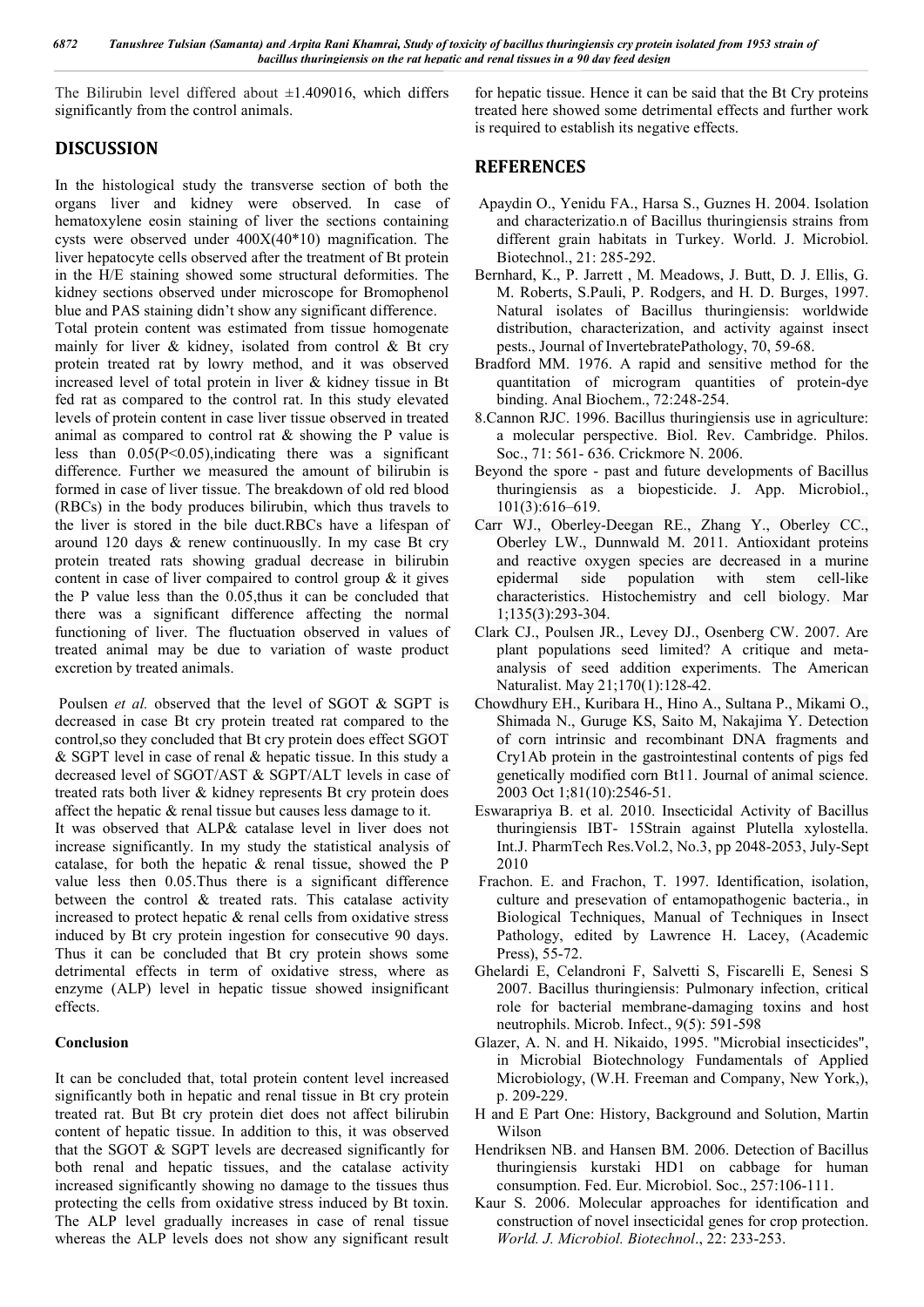The Bilirubin level differed about ±1.409016, which differs significantly from the control animals.

## DISCUSSION

In the histological study the transverse section of both the organs liver and kidney were observed. In case of hematoxylene eosin staining of liver the sections containing cysts were observed under 400X(40*10) magnification. The liver hepatocyte cells observed after the treatment of Bt protein in the H/E staining showed some structural deformities. The kidney sections observed under microscope for Bromophenol blue and PAS staining didn't show any significant difference.

Total protein content was estimated from tissue homogenate mainly for liver & kidney, isolated from control & Bt cry protein treated rat by lowry method, and it was observed increased level of total protein in liver & kidney tissue in Bt fed rat as compared to the control rat. In this study elevated levels of protein content in case liver tissue observed in treated animal as compared to control rat & showing the P value is less than 0.05($P<0.05$),indicating there was a significant difference. Further we measured the amount of bilirubin is formed in case of liver tissue. The breakdown of old red blood (RBCs) in the body produces bilirubin, which thus travels to the liver is stored in the bile duct.RBCs have a lifespan of around 120 days & renew continuouslly. In my case Bt cry protein treated rats showing gradual decrease in bilirubin content in case of liver compaired to control group & it gives the P value less than the 0.05,thus it can be concluded that there was a significant difference affecting the normal functioning of liver. The fluctuation observed in values of treated animal may be due to variation of waste product excretion by treated animals.

Poulsen *et al.* observed that the level of SGOT & SGPT is decreased in case Bt cry protein treated rat compared to the control,so they concluded that Bt cry protein does effect SGOT & SGPT level in case of renal & hepatic tissue. In this study a decreased level of SGOT/AST & SGPT/ALT levels in case of treated rats both liver & kidney represents Bt cry protein does affect the hepatic & renal tissue but causes less damage to it.

It was observed that ALP& catalase level in liver does not increase significantly. In my study the statistical analysis of catalase, for both the hepatic & renal tissue, showed the P value less then 0.05.Thus there is a significant difference between the control & treated rats. This catalase activity increased to protect hepatic & renal cells from oxidative stress induced by Bt cry protein ingestion for consecutive 90 days. Thus it can be concluded that Bt cry protein shows some detrimental effects in term of oxidative stress, where as enzyme (ALP) level in hepatic tissue showed insignificant effects.

### Conclusion

It can be concluded that, total protein content level increased significantly both in hepatic and renal tissue in Bt cry protein treated rat. But Bt cry protein diet does not affect bilirubin content of hepatic tissue. In addition to this, it was observed that the SGOT & SGPT levels are decreased significantly for both renal and hepatic tissues, and the catalase activity increased significantly showing no damage to the tissues thus protecting the cells from oxidative stress induced by Bt toxin. The ALP level gradually increases in case of renal tissue whereas the ALP levels does not show any significant result for hepatic tissue. Hence it can be said that the Bt Cry proteins treated here showed some detrimental effects and further work is required to establish its negative effects.

## REFERENCES

Apaydin O., Yenidu FA., Harsa S., Guznes H. 2004. Isolation and characterizatio.n of Bacillus thuringiensis strains from different grain habitats in Turkey. World. J. Microbiol. Biotechnol., 21: 285-292.

Bernhard, K., P. Jarrett , M. Meadows, J. Butt, D. J. Ellis, G. M. Roberts, S.Pauli, P. Rodgers, and H. D. Burges, 1997. Natural isolates of Bacillus thuringiensis: worldwide distribution, characterization, and activity against insect pests., Journal of InvertebratePathology, 70, 59-68.

Bradford MM. 1976. A rapid and sensitive method for the quantitation of microgram quantities of protein-dye binding. Anal Biochem., 72:248-254.

8.Cannon RJC. 1996. Bacillus thuringiensis use in agriculture: a molecular perspective. Biol. Rev. Cambridge. Philos. Soc., 71: 561- 636. Crickmore N. 2006.

Beyond the spore - past and future developments of Bacillus thuringiensis as a biopesticide. J. App. Microbiol., 101(3):616–619.

Carr WJ., Oberley-Deegan RE., Zhang Y., Oberley CC., Oberley LW., Dunnwald M. 2011. Antioxidant proteins and reactive oxygen species are decreased in a murine epidermal side population with stem cell-like characteristics. Histochemistry and cell biology. Mar 1;135(3):293-304.

Clark CJ., Poulsen JR., Levey DJ., Osenberg CW. 2007. Are plant populations seed limited? A critique and meta-analysis of seed addition experiments. The American Naturalist. May 21;170(1):128-42.

Chowdhury EH., Kuribara H., Hino A., Sultana P., Mikami O., Shimada N., Guruge KS, Saito M, Nakajima Y. Detection of corn intrinsic and recombinant DNA fragments and Cry1Ab protein in the gastrointestinal contents of pigs fed genetically modified corn Bt11. Journal of animal science. 2003 Oct 1;81(10):2546-51.

Eswarapriya B. et al. 2010. Insecticidal Activity of Bacillus thuringiensis IBT- 15Strain against Plutella xylostella. Int.J. PharmTech Res.Vol.2, No.3, pp 2048-2053, July-Sept 2010

Frachon. E. and Frachon, T. 1997. Identification, isolation, culture and presevation of entamopathogenic bacteria., in Biological Techniques, Manual of Techniques in Insect Pathology, edited by Lawrence H. Lacey, (Academic Press), 55-72.

Ghelardi E, Celandroni F, Salvetti S, Fiscarelli E, Senesi S 2007. Bacillus thuringiensis: Pulmonary infection, critical role for bacterial membrane-damaging toxins and host neutrophils. Microb. Infect., 9(5): 591-598

Glazer, A. N. and H. Nikaido, 1995. "Microbial insecticides", in Microbial Biotechnology Fundamentals of Applied Microbiology, (W.H. Freeman and Company, New York,), p. 209-229.

H and E Part One: History, Background and Solution, Martin Wilson

Hendriksen NB. and Hansen BM. 2006. Detection of Bacillus thuringiensis kurstaki HD1 on cabbage for human consumption. Fed. Eur. Microbiol. Soc., 257:106-111.

Kaur S. 2006. Molecular approaches for identification and construction of novel insecticidal genes for crop protection. *World. J. Microbiol. Biotechnol*., 22: 233-253.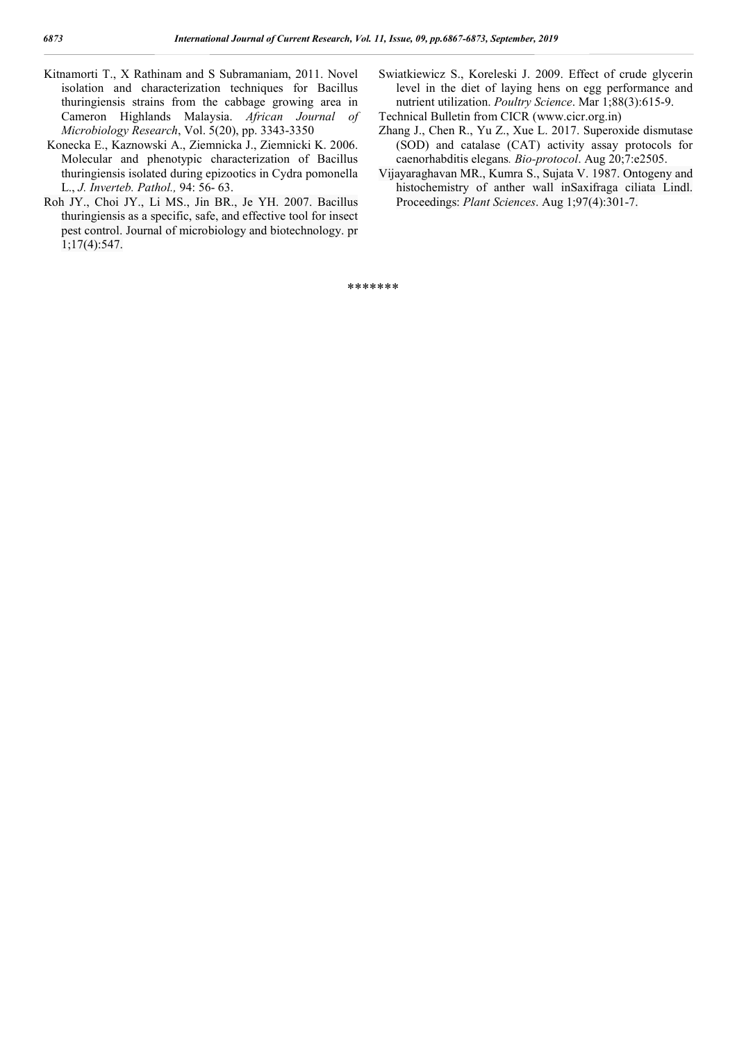Kitnamorti T., X Rathinam and S Subramaniam, 2011. Novel isolation and characterization techniques for Bacillus thuringiensis strains from the cabbage growing area in Cameron Highlands Malaysia. *African Journal of Microbiology Research*, Vol. 5(20), pp. 3343-3350

Konecka E., Kaznowski A., Ziemnicka J., Ziemnicki K. 2006. Molecular and phenotypic characterization of Bacillus thuringiensis isolated during epizootics in Cydra pomonella L., *J. Inverteb. Pathol.,* 94: 56- 63.

Roh JY., Choi JY., Li MS., Jin BR., Je YH. 2007. Bacillus thuringiensis as a specific, safe, and effective tool for insect pest control. Journal of microbiology and biotechnology. pr 1;17(4):547.

Swiatkiewicz S., Koreleski J. 2009. Effect of crude glycerin level in the diet of laying hens on egg performance and nutrient utilization. *Poultry Science*. Mar 1;88(3):615-9.

Technical Bulletin from CICR (www.cicr.org.in)

Zhang J., Chen R., Yu Z., Xue L. 2017. Superoxide dismutase (SOD) and catalase (CAT) activity assay protocols for caenorhabditis elegans*. Bio-protocol*. Aug 20;7:e2505.

Vijayaraghavan MR., Kumra S., Sujata V. 1987. Ontogeny and histochemistry of anther wall inSaxifraga ciliata Lindl. Proceedings: *Plant Sciences*. Aug 1;97(4):301-7.

*******